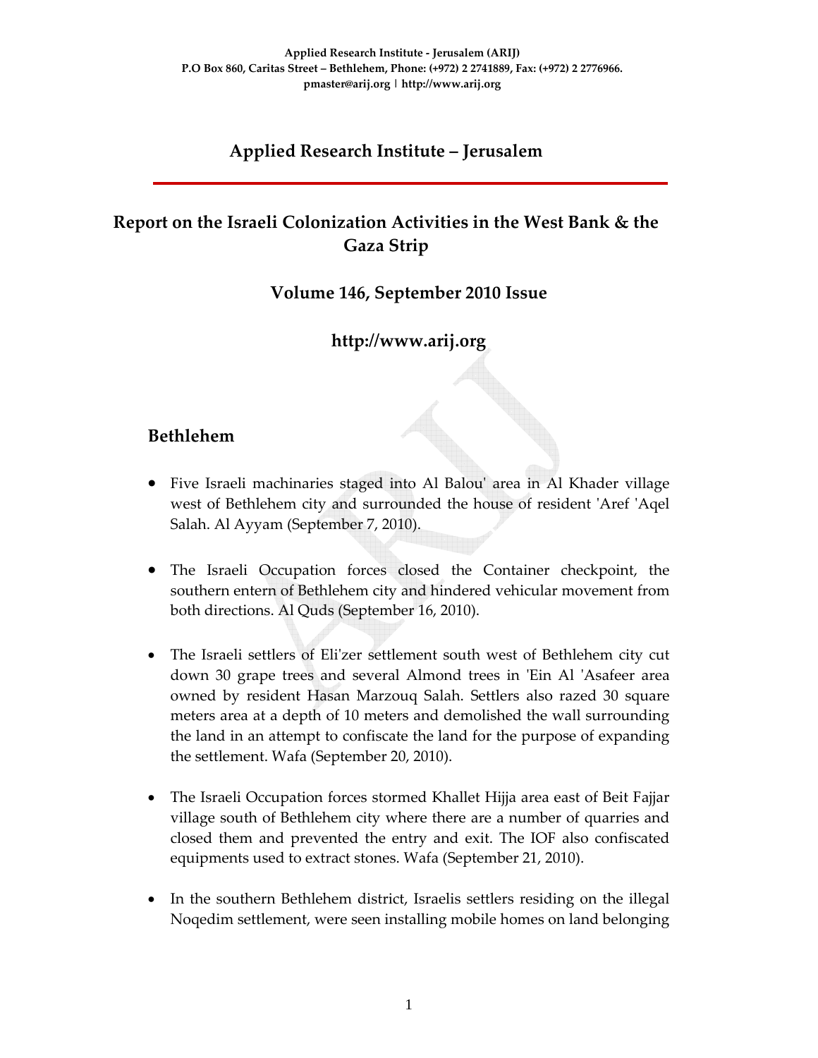Applied Research Institute - Jerusalem (ARIJ)
P.O Box 860, Caritas Street – Bethlehem, Phone: (+972) 2 2741889, Fax: (+972) 2 2776966.
pmaster@arij.org | http://www.arij.org

# Applied Research Institute – Jerusalem

## Report on the Israeli Colonization Activities in the West Bank & the Gaza Strip

### Volume 146, September 2010 Issue

### http://www.arij.org

## Bethlehem

- Five Israeli machinaries staged into Al Balou' area in Al Khader village west of Bethlehem city and surrounded the house of resident 'Aref 'Aqel Salah. Al Ayyam (September 7, 2010).

- The Israeli Occupation forces closed the Container checkpoint, the southern entern of Bethlehem city and hindered vehicular movement from both directions. Al Quds (September 16, 2010).

- The Israeli settlers of Eli'zer settlement south west of Bethlehem city cut down 30 grape trees and several Almond trees in 'Ein Al 'Asafeer area owned by resident Hasan Marzouq Salah. Settlers also razed 30 square meters area at a depth of 10 meters and demolished the wall surrounding the land in an attempt to confiscate the land for the purpose of expanding the settlement. Wafa (September 20, 2010).

- The Israeli Occupation forces stormed Khallet Hijja area east of Beit Fajjar village south of Bethlehem city where there are a number of quarries and closed them and prevented the entry and exit. The IOF also confiscated equipments used to extract stones. Wafa (September 21, 2010).

- In the southern Bethlehem district, Israelis settlers residing on the illegal Noqedim settlement, were seen installing mobile homes on land belonging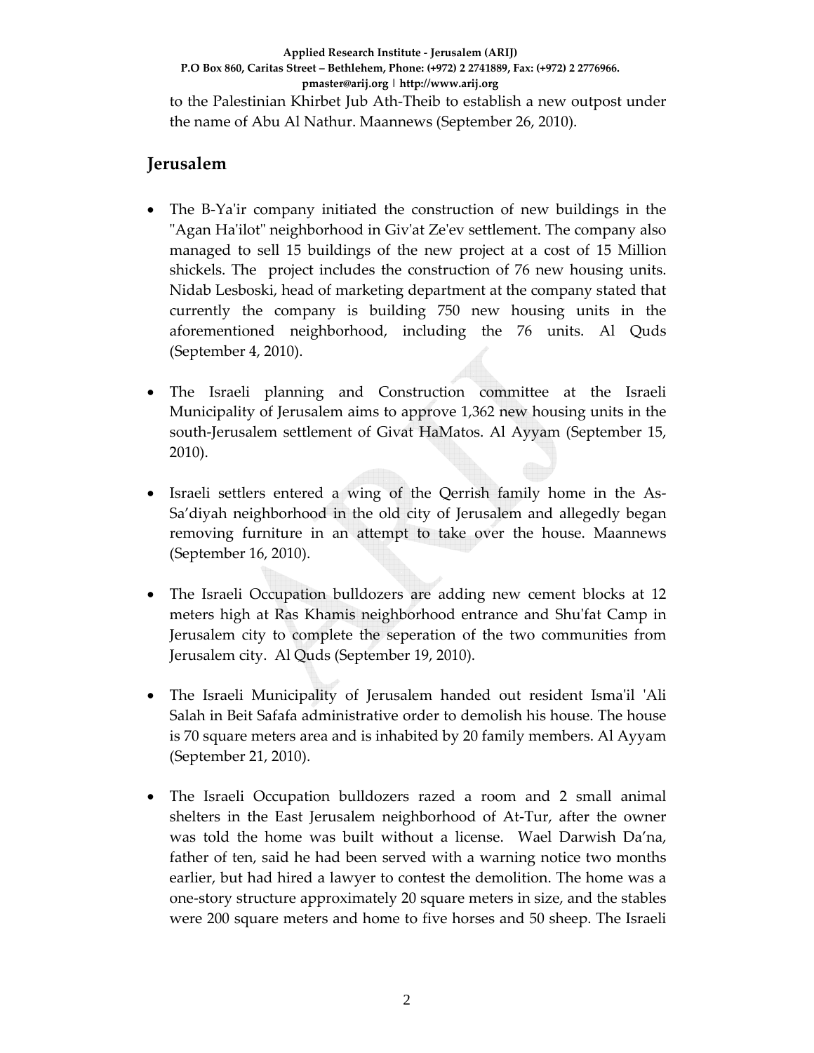to the Palestinian Khirbet Jub Ath-Theib to establish a new outpost under the name of Abu Al Nathur. Maannews (September 26, 2010).

## Jerusalem

- The B-Ya'ir company initiated the construction of new buildings in the "Agan Ha'ilot" neighborhood in Giv'at Ze'ev settlement. The company also managed to sell 15 buildings of the new project at a cost of 15 Million shickels. The project includes the construction of 76 new housing units. Nidab Lesboski, head of marketing department at the company stated that currently the company is building 750 new housing units in the aforementioned neighborhood, including the 76 units. Al Quds (September 4, 2010).

- The Israeli planning and Construction committee at the Israeli Municipality of Jerusalem aims to approve 1,362 new housing units in the south-Jerusalem settlement of Givat HaMatos. Al Ayyam (September 15, 2010).

- Israeli settlers entered a wing of the Qerrish family home in the As-Sa'diyah neighborhood in the old city of Jerusalem and allegedly began removing furniture in an attempt to take over the house. Maannews (September 16, 2010).

- The Israeli Occupation bulldozers are adding new cement blocks at 12 meters high at Ras Khamis neighborhood entrance and Shu'fat Camp in Jerusalem city to complete the seperation of the two communities from Jerusalem city. Al Quds (September 19, 2010).

- The Israeli Municipality of Jerusalem handed out resident Isma'il 'Ali Salah in Beit Safafa administrative order to demolish his house. The house is 70 square meters area and is inhabited by 20 family members. Al Ayyam (September 21, 2010).

- The Israeli Occupation bulldozers razed a room and 2 small animal shelters in the East Jerusalem neighborhood of At-Tur, after the owner was told the home was built without a license. Wael Darwish Da'na, father of ten, said he had been served with a warning notice two months earlier, but had hired a lawyer to contest the demolition. The home was a one-story structure approximately 20 square meters in size, and the stables were 200 square meters and home to five horses and 50 sheep. The Israeli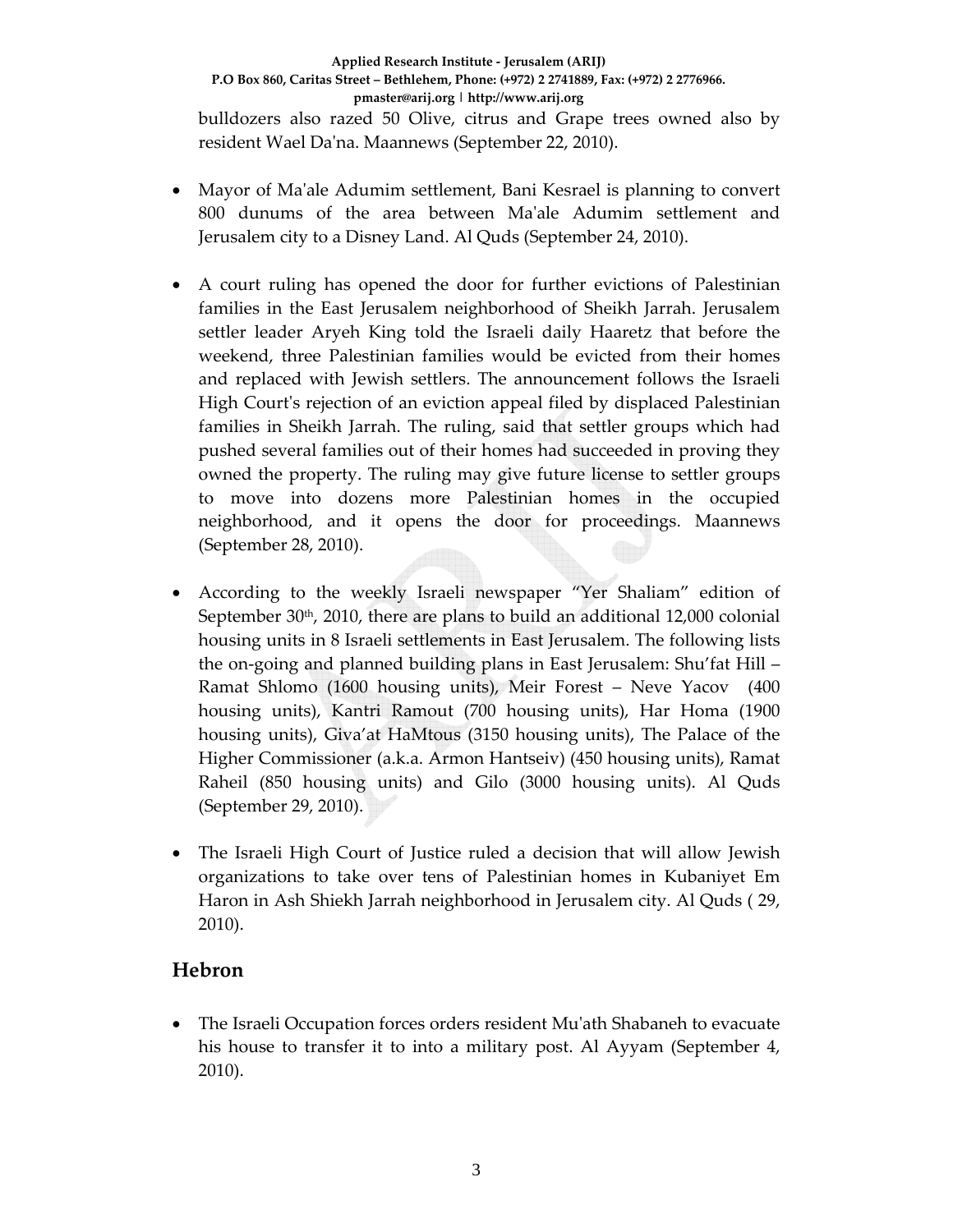bulldozers also razed 50 Olive, citrus and Grape trees owned also by resident Wael Da'na. Maannews (September 22, 2010).

- Mayor of Ma'ale Adumim settlement, Bani Kesrael is planning to convert 800 dunums of the area between Ma'ale Adumim settlement and Jerusalem city to a Disney Land. Al Quds (September 24, 2010).

- A court ruling has opened the door for further evictions of Palestinian families in the East Jerusalem neighborhood of Sheikh Jarrah. Jerusalem settler leader Aryeh King told the Israeli daily Haaretz that before the weekend, three Palestinian families would be evicted from their homes and replaced with Jewish settlers. The announcement follows the Israeli High Court's rejection of an eviction appeal filed by displaced Palestinian families in Sheikh Jarrah. The ruling, said that settler groups which had pushed several families out of their homes had succeeded in proving they owned the property. The ruling may give future license to settler groups to move into dozens more Palestinian homes in the occupied neighborhood, and it opens the door for proceedings. Maannews (September 28, 2010).

- According to the weekly Israeli newspaper "Yer Shaliam" edition of September 30th, 2010, there are plans to build an additional 12,000 colonial housing units in 8 Israeli settlements in East Jerusalem. The following lists the on-going and planned building plans in East Jerusalem: Shu'fat Hill – Ramat Shlomo (1600 housing units), Meir Forest – Neve Yacov (400 housing units), Kantri Ramout (700 housing units), Har Homa (1900 housing units), Giva'at HaMtous (3150 housing units), The Palace of the Higher Commissioner (a.k.a. Armon Hantseiv) (450 housing units), Ramat Raheil (850 housing units) and Gilo (3000 housing units). Al Quds (September 29, 2010).

- The Israeli High Court of Justice ruled a decision that will allow Jewish organizations to take over tens of Palestinian homes in Kubaniyet Em Haron in Ash Shiekh Jarrah neighborhood in Jerusalem city. Al Quds ( 29, 2010).

## Hebron

- The Israeli Occupation forces orders resident Mu'ath Shabaneh to evacuate his house to transfer it to into a military post. Al Ayyam (September 4, 2010).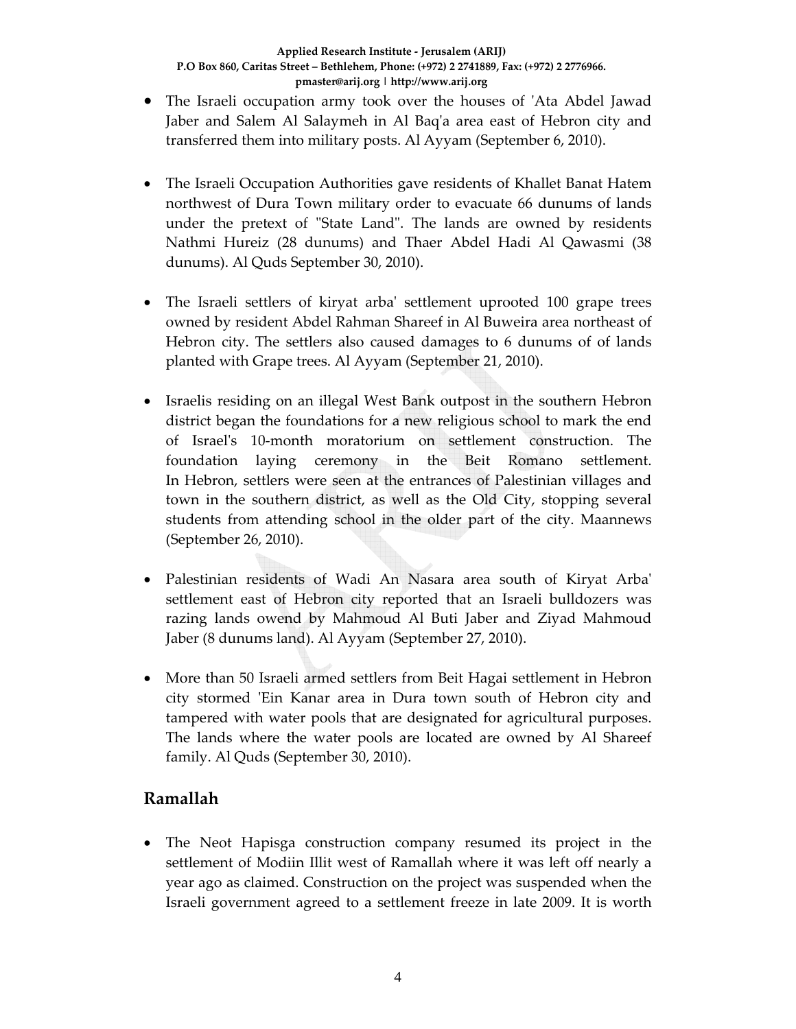- The Israeli occupation army took over the houses of 'Ata Abdel Jawad Jaber and Salem Al Salaymeh in Al Baq'a area east of Hebron city and transferred them into military posts. Al Ayyam (September 6, 2010).

- The Israeli Occupation Authorities gave residents of Khallet Banat Hatem northwest of Dura Town military order to evacuate 66 dunums of lands under the pretext of "State Land". The lands are owned by residents Nathmi Hureiz (28 dunums) and Thaer Abdel Hadi Al Qawasmi (38 dunums). Al Quds September 30, 2010).

- The Israeli settlers of kiryat arba' settlement uprooted 100 grape trees owned by resident Abdel Rahman Shareef in Al Buweira area northeast of Hebron city. The settlers also caused damages to 6 dunums of of lands planted with Grape trees. Al Ayyam (September 21, 2010).

- Israelis residing on an illegal West Bank outpost in the southern Hebron district began the foundations for a new religious school to mark the end of Israel's 10-month moratorium on settlement construction. The foundation laying ceremony in the Beit Romano settlement. In Hebron, settlers were seen at the entrances of Palestinian villages and town in the southern district, as well as the Old City, stopping several students from attending school in the older part of the city. Maannews (September 26, 2010).

- Palestinian residents of Wadi An Nasara area south of Kiryat Arba' settlement east of Hebron city reported that an Israeli bulldozers was razing lands owend by Mahmoud Al Buti Jaber and Ziyad Mahmoud Jaber (8 dunums land). Al Ayyam (September 27, 2010).

- More than 50 Israeli armed settlers from Beit Hagai settlement in Hebron city stormed 'Ein Kanar area in Dura town south of Hebron city and tampered with water pools that are designated for agricultural purposes. The lands where the water pools are located are owned by Al Shareef family. Al Quds (September 30, 2010).

## Ramallah

- The Neot Hapisga construction company resumed its project in the settlement of Modiin Illit west of Ramallah where it was left off nearly a year ago as claimed. Construction on the project was suspended when the Israeli government agreed to a settlement freeze in late 2009. It is worth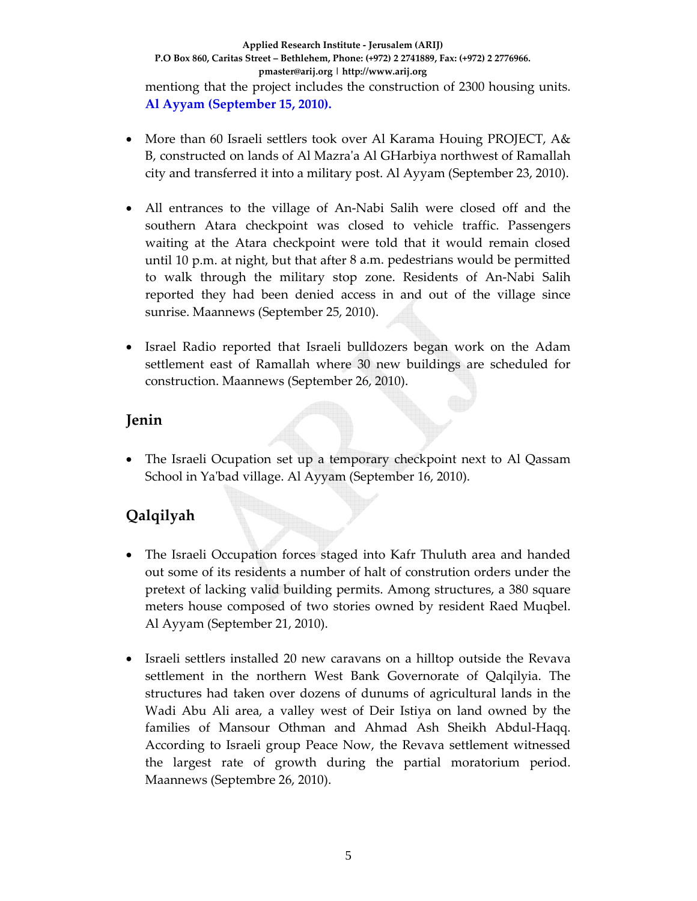mentiong that the project includes the construction of 2300 housing units. **Al Ayyam (September 15, 2010).**

- More than 60 Israeli settlers took over Al Karama Houing PROJECT, A& B, constructed on lands of Al Mazra'a Al GHarbiya northwest of Ramallah city and transferred it into a military post. Al Ayyam (September 23, 2010).

- All entrances to the village of An-Nabi Salih were closed off and the southern Atara checkpoint was closed to vehicle traffic. Passengers waiting at the Atara checkpoint were told that it would remain closed until 10 p.m. at night, but that after 8 a.m. pedestrians would be permitted to walk through the military stop zone. Residents of An-Nabi Salih reported they had been denied access in and out of the village since sunrise. Maannews (September 25, 2010).

- Israel Radio reported that Israeli bulldozers began work on the Adam settlement east of Ramallah where 30 new buildings are scheduled for construction. Maannews (September 26, 2010).

## Jenin

- The Israeli Ocupation set up a temporary checkpoint next to Al Qassam School in Ya'bad village. Al Ayyam (September 16, 2010).

## Qalqilyah

- The Israeli Occupation forces staged into Kafr Thuluth area and handed out some of its residents a number of halt of constrution orders under the pretext of lacking valid building permits. Among structures, a 380 square meters house composed of two stories owned by resident Raed Muqbel. Al Ayyam (September 21, 2010).

- Israeli settlers installed 20 new caravans on a hilltop outside the Revava settlement in the northern West Bank Governorate of Qalqilyia. The structures had taken over dozens of dunums of agricultural lands in the Wadi Abu Ali area, a valley west of Deir Istiya on land owned by the families of Mansour Othman and Ahmad Ash Sheikh Abdul-Haqq. According to Israeli group Peace Now, the Revava settlement witnessed the largest rate of growth during the partial moratorium period. Maannews (Septembre 26, 2010).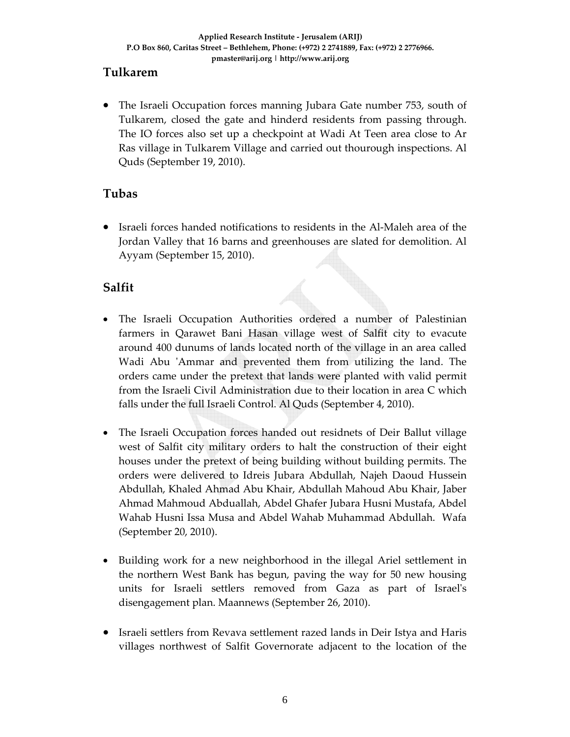## Tulkarem

- The Israeli Occupation forces manning Jubara Gate number 753, south of Tulkarem, closed the gate and hinderd residents from passing through. The IO forces also set up a checkpoint at Wadi At Teen area close to Ar Ras village in Tulkarem Village and carried out thourough inspections. Al Quds (September 19, 2010).

## Tubas

- Israeli forces handed notifications to residents in the Al-Maleh area of the Jordan Valley that 16 barns and greenhouses are slated for demolition. Al Ayyam (September 15, 2010).

## Salfit

- The Israeli Occupation Authorities ordered a number of Palestinian farmers in Qarawet Bani Hasan village west of Salfit city to evacute around 400 dunums of lands located north of the village in an area called Wadi Abu 'Ammar and prevented them from utilizing the land. The orders came under the pretext that lands were planted with valid permit from the Israeli Civil Administration due to their location in area C which falls under the full Israeli Control. Al Quds (September 4, 2010).

- The Israeli Occupation forces handed out residnets of Deir Ballut village west of Salfit city military orders to halt the construction of their eight houses under the pretext of being building without building permits. The orders were delivered to Idreis Jubara Abdullah, Najeh Daoud Hussein Abdullah, Khaled Ahmad Abu Khair, Abdullah Mahoud Abu Khair, Jaber Ahmad Mahmoud Abduallah, Abdel Ghafer Jubara Husni Mustafa, Abdel Wahab Husni Issa Musa and Abdel Wahab Muhammad Abdullah. Wafa (September 20, 2010).

- Building work for a new neighborhood in the illegal Ariel settlement in the northern West Bank has begun, paving the way for 50 new housing units for Israeli settlers removed from Gaza as part of Israel's disengagement plan. Maannews (September 26, 2010).

- Israeli settlers from Revava settlement razed lands in Deir Istya and Haris villages northwest of Salfit Governorate adjacent to the location of the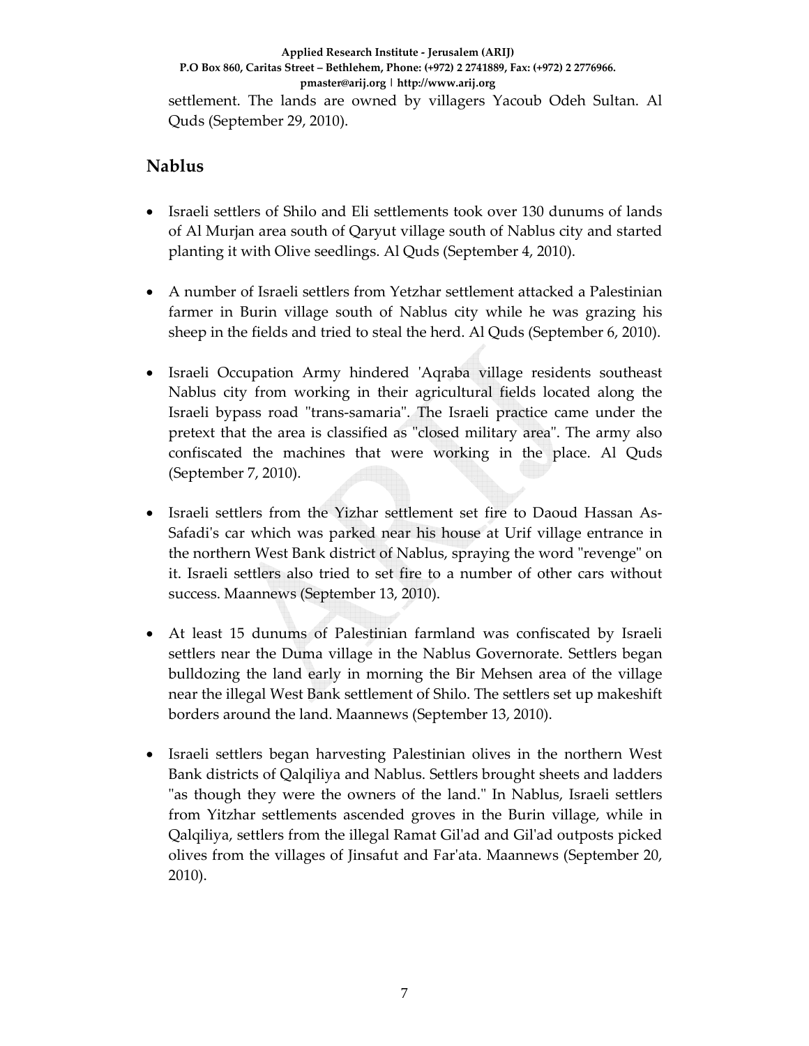settlement. The lands are owned by villagers Yacoub Odeh Sultan. Al Quds (September 29, 2010).

## Nablus

- Israeli settlers of Shilo and Eli settlements took over 130 dunums of lands of Al Murjan area south of Qaryut village south of Nablus city and started planting it with Olive seedlings. Al Quds (September 4, 2010).

- A number of Israeli settlers from Yetzhar settlement attacked a Palestinian farmer in Burin village south of Nablus city while he was grazing his sheep in the fields and tried to steal the herd. Al Quds (September 6, 2010).

- Israeli Occupation Army hindered 'Aqraba village residents southeast Nablus city from working in their agricultural fields located along the Israeli bypass road "trans-samaria". The Israeli practice came under the pretext that the area is classified as "closed military area". The army also confiscated the machines that were working in the place. Al Quds (September 7, 2010).

- Israeli settlers from the Yizhar settlement set fire to Daoud Hassan As-Safadi's car which was parked near his house at Urif village entrance in the northern West Bank district of Nablus, spraying the word "revenge" on it. Israeli settlers also tried to set fire to a number of other cars without success. Maannews (September 13, 2010).

- At least 15 dunums of Palestinian farmland was confiscated by Israeli settlers near the Duma village in the Nablus Governorate. Settlers began bulldozing the land early in morning the Bir Mehsen area of the village near the illegal West Bank settlement of Shilo. The settlers set up makeshift borders around the land. Maannews (September 13, 2010).

- Israeli settlers began harvesting Palestinian olives in the northern West Bank districts of Qalqiliya and Nablus. Settlers brought sheets and ladders "as though they were the owners of the land." In Nablus, Israeli settlers from Yitzhar settlements ascended groves in the Burin village, while in Qalqiliya, settlers from the illegal Ramat Gil'ad and Gil'ad outposts picked olives from the villages of Jinsafut and Far'ata. Maannews (September 20, 2010).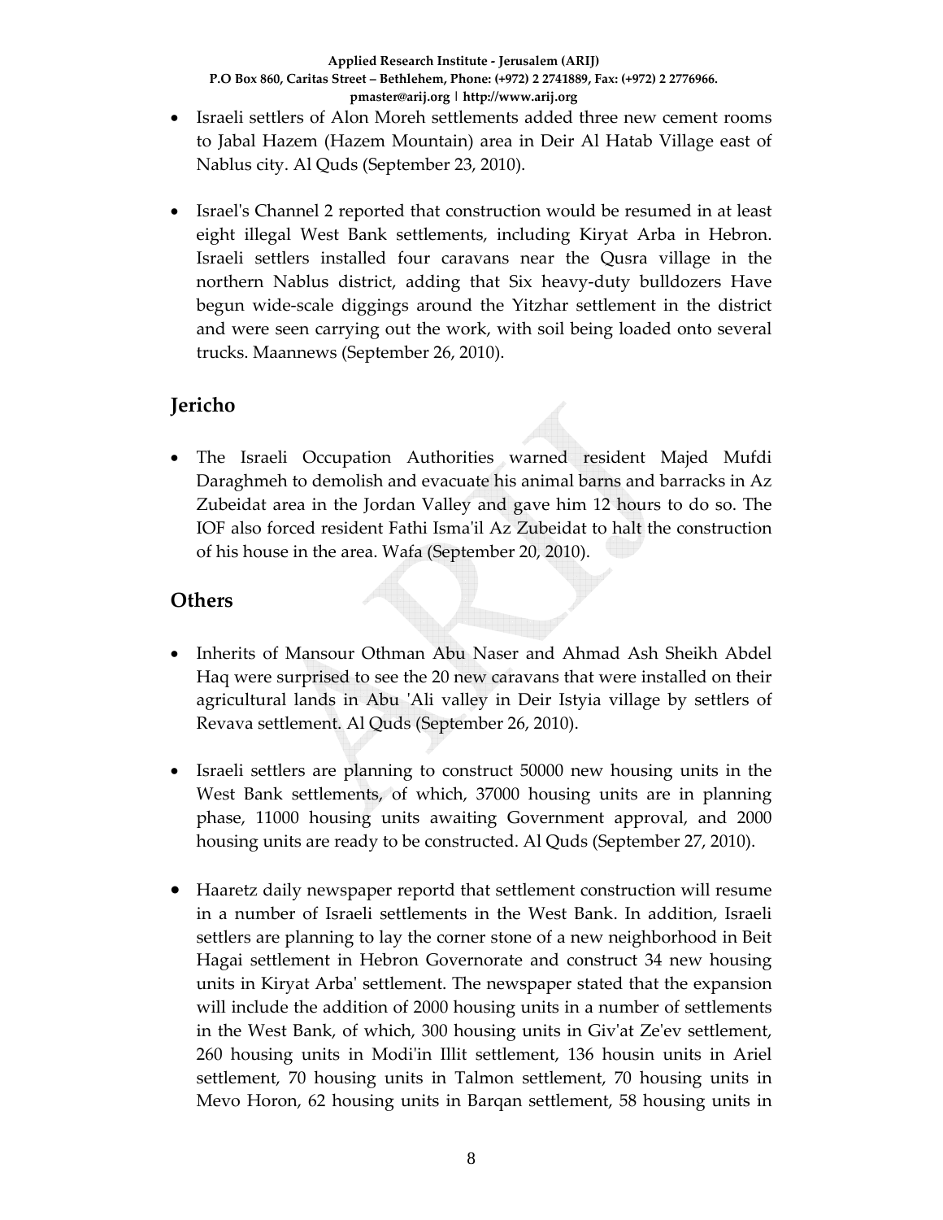- Israeli settlers of Alon Moreh settlements added three new cement rooms to Jabal Hazem (Hazem Mountain) area in Deir Al Hatab Village east of Nablus city. Al Quds (September 23, 2010).

- Israel's Channel 2 reported that construction would be resumed in at least eight illegal West Bank settlements, including Kiryat Arba in Hebron. Israeli settlers installed four caravans near the Qusra village in the northern Nablus district, adding that Six heavy-duty bulldozers Have begun wide-scale diggings around the Yitzhar settlement in the district and were seen carrying out the work, with soil being loaded onto several trucks. Maannews (September 26, 2010).

## Jericho

- The Israeli Occupation Authorities warned resident Majed Mufdi Daraghmeh to demolish and evacuate his animal barns and barracks in Az Zubeidat area in the Jordan Valley and gave him 12 hours to do so. The IOF also forced resident Fathi Isma'il Az Zubeidat to halt the construction of his house in the area. Wafa (September 20, 2010).

## Others

- Inherits of Mansour Othman Abu Naser and Ahmad Ash Sheikh Abdel Haq were surprised to see the 20 new caravans that were installed on their agricultural lands in Abu 'Ali valley in Deir Istyia village by settlers of Revava settlement. Al Quds (September 26, 2010).

- Israeli settlers are planning to construct 50000 new housing units in the West Bank settlements, of which, 37000 housing units are in planning phase, 11000 housing units awaiting Government approval, and 2000 housing units are ready to be constructed. Al Quds (September 27, 2010).

- Haaretz daily newspaper reportd that settlement construction will resume in a number of Israeli settlements in the West Bank. In addition, Israeli settlers are planning to lay the corner stone of a new neighborhood in Beit Hagai settlement in Hebron Governorate and construct 34 new housing units in Kiryat Arba' settlement. The newspaper stated that the expansion will include the addition of 2000 housing units in a number of settlements in the West Bank, of which, 300 housing units in Giv'at Ze'ev settlement, 260 housing units in Modi'in Illit settlement, 136 housin units in Ariel settlement, 70 housing units in Talmon settlement, 70 housing units in Mevo Horon, 62 housing units in Barqan settlement, 58 housing units in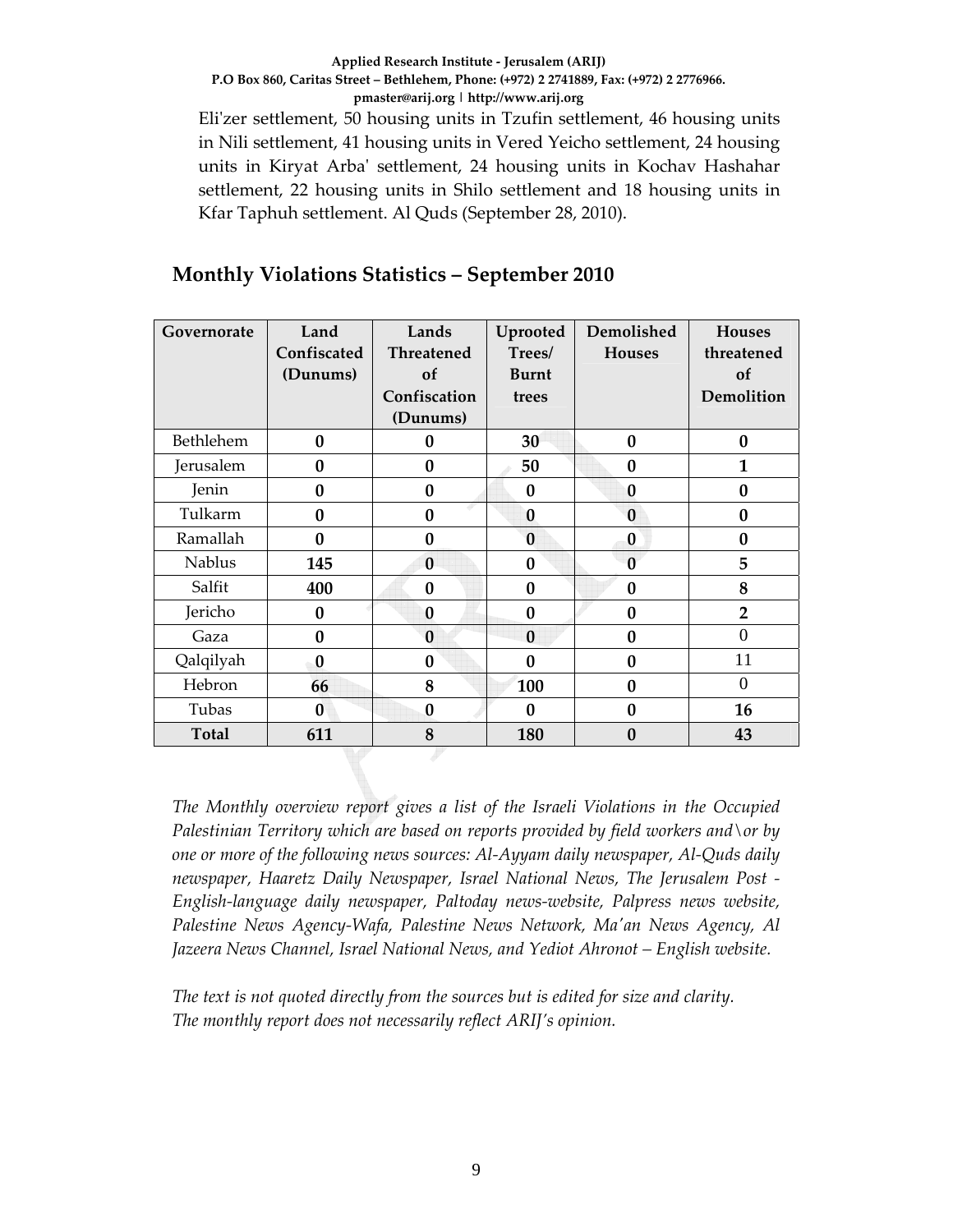Eli'zer settlement, 50 housing units in Tzufin settlement, 46 housing units in Nili settlement, 41 housing units in Vered Yeicho settlement, 24 housing units in Kiryat Arba' settlement, 24 housing units in Kochav Hashahar settlement, 22 housing units in Shilo settlement and 18 housing units in Kfar Taphuh settlement. Al Quds (September 28, 2010).

## Monthly Violations Statistics – September 2010

| Governorate | Land Confiscated (Dunums) | Lands Threatened of Confiscation (Dunums) | Uprooted Trees/ Burnt trees | Demolished Houses | Houses threatened of Demolition |
|---|---|---|---|---|---|
| Bethlehem | **0** | **0** | **30** | **0** | **0** |
| Jerusalem | **0** | **0** | **50** | **0** | **1** |
| Jenin | **0** | **0** | **0** | **0** | **0** |
| Tulkarm | **0** | **0** | **0** | **0** | **0** |
| Ramallah | **0** | **0** | **0** | **0** | **0** |
| Nablus | **145** | **0** | **0** | **0** | **5** |
| Salfit | **400** | **0** | **0** | **0** | **8** |
| Jericho | **0** | **0** | **0** | **0** | **2** |
| Gaza | **0** | **0** | **0** | **0** | 0 |
| Qalqilyah | **0** | **0** | **0** | **0** | 11 |
| Hebron | **66** | **8** | **100** | **0** | 0 |
| Tubas | **0** | **0** | **0** | **0** | **16** |
| **Total** | **611** | **8** | **180** | **0** | **43** |

*The Monthly overview report gives a list of the Israeli Violations in the Occupied Palestinian Territory which are based on reports provided by field workers and\or by one or more of the following news sources: Al-Ayyam daily newspaper, Al-Quds daily newspaper, Haaretz Daily Newspaper, Israel National News, The Jerusalem Post - English-language daily newspaper, Paltoday news-website, Palpress news website, Palestine News Agency-Wafa, Palestine News Network, Ma'an News Agency, Al Jazeera News Channel, Israel National News, and Yediot Ahronot – English website.*

*The text is not quoted directly from the sources but is edited for size and clarity.*
*The monthly report does not necessarily reflect ARIJ's opinion.*